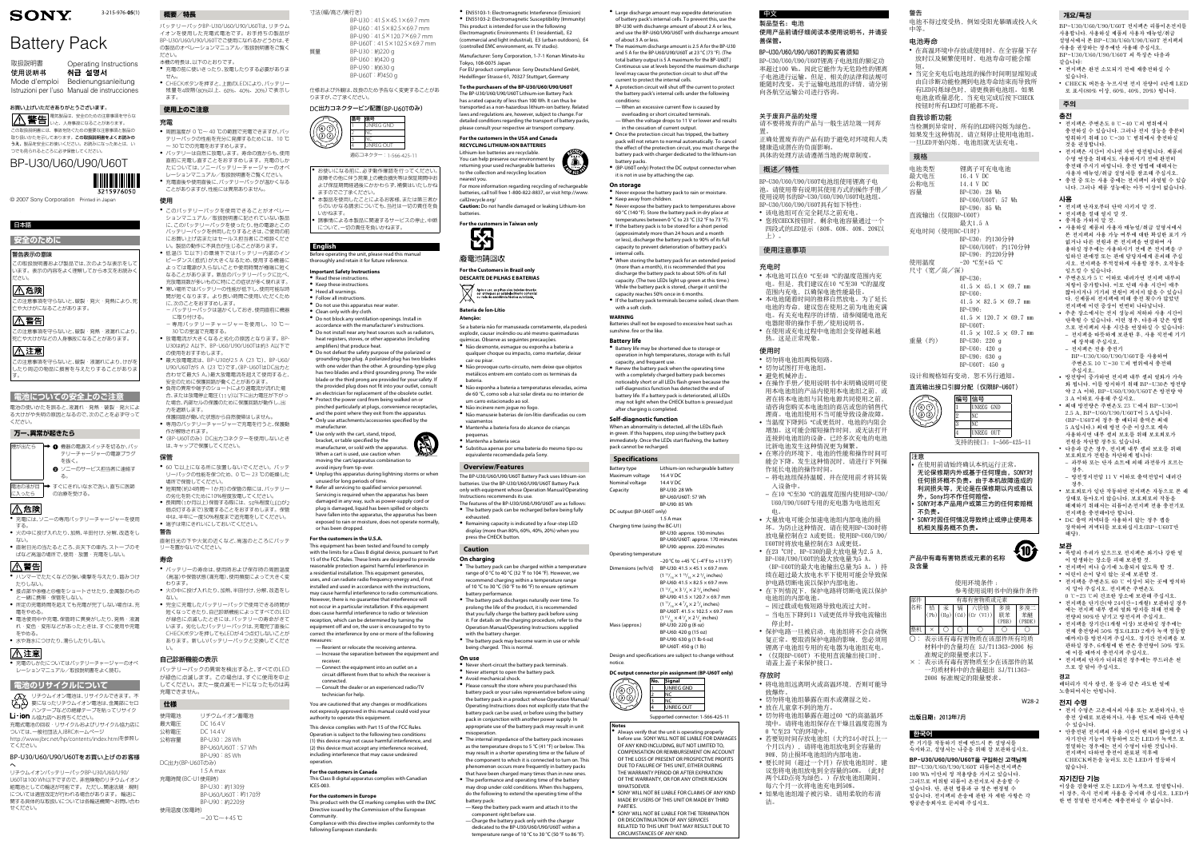SONY

3-215-976-05(1)

# Battery Pack

取扱説明書　Operating Instructions
使用说明书　취급 설명서
Mode d'emploi　Bedienungsanleitung
Istruzioni per l'uso　Manual de instrucciones

**お買い上げいただきありがとうございます。**

**警告** 電気製品は、安全のための注意事項を守らないと、人身事故になることがあります。

この取扱説明書には、事故を防ぐための重要な注意事項と製品の取り扱いかたを示しています。**この取扱説明書をよくお読みのうえ、製品を安全にお使いください。**お読みになったあとは、いつでも見られるところに必ず保管してください。

## BP-U30/U60/U90/U60T

© 2007 Sony Corporation　Printed in Japan

## 日本語

## 安全のために

### 警告表示の意味

この取扱説明書および製品では、次のような表示をしています。表示の内容をよく理解してから本文をお読みください。

**危険**
この注意事項を守らないと、破裂・発火・発熱により、死亡や大けがになることがあります。

**警告**
この注意事項を守らないと、破裂・発熱・液漏れにより、死亡や大けがなどの人身事故になることがあります。

**注意**
この注意事項を守らないと、破裂・液漏れにより、けがをしたり周辺の物品に損害を与えたりすることがあります。

## 電池についての安全上のご注意

電池の使いかたを誤ると、液漏れ・発熱・破裂・発火による大けがや失明の原因となるので、次のことを必ず守ってください。

### 万一、異常が起きたら

煙が出たら → 1 機器の電源スイッチを切るか、バッテリーチャージャーの電源プラグを抜く。 2 ソニーのサービス窓口に連絡する。

電池の液が目に入ったら → すぐにきれいな水で洗い、直ちに医師の治療を受ける。

**危険**
- 充電には、ソニーの専用バッテリーチャージャーを使用する。
- 火の中に投げ入れたり、加熱、半田付け、分解、改造をしない。
- 直射日光の当たるところ、炎天下の車内、ストーブのそばなど高温の場所で、使用・放置・充電をしない。

**警告**
- ハンマーでたたくなどの強い衝撃を与えたり、踏みつけたりしない。
- 接点部や金属部をショートさせたり、金属製のものと一緒に携帯・保管をしない。
- 所定の充電時間を超えても充電が完了しない場合は、充電をやめる。
- 電池使用中や充電、保管時に異臭がしたり、発熱・液漏れ・変色・変形などがあったときは、すぐに使用や充電をやめる。
- 水や海水につけたり、濡らしたりしない。

**注意**
- 充電のしかたについてはバッテリーチャージャーのオペレーションマニュアル／取扱説明書をよく読む。

## 電池のリサイクルについて

リチウムイオン電池は、リサイクルできます。不要になったリチウムイオン電池は、金属部にセロハンテープなどの絶縁テープを貼ってリサイクル協力店へお持ちください。

充電式電池の回収・リサイクルおよびリサイクル協力店については、一般社団法人JBRCホームページ http://www.jbrc.net/hp/contents/index.html を参照してください。

### BP-U30/U60/U90/U60Tをお買い上げのお客様へ

リチウムイオンバッテリーパックBP-U30/U60/U90/U60Tは100 Wh以下ですので、非危険物のリチウムイオン組電池として輸送が可能です。ただし、関連法律・規則については適宜改定が行われる場合がありますので、輸送に関する具体的な取扱いについては各輸送機関へお問い合わせください。

## 概要／特長

バッテリーパックBP-U30/U60/U90/U60Tは、リチウムイオンを使用した充電式電池です。お手持ちの製品がBP-U30/U60/U90/U60Tでの使用に対応しているかどうかは、その製品のオペレーションマニュアル／取扱説明書をご覧ください。

本機の特長は、以下のとおりです。
- 充電の前に使いきったり、放電したりする必要がありません。
- CHECKボタンを押すと、上部のLEDにより、バッテリー残量を4段階(80%以上、60%、40%、20%)で表示します。

## 使用上のご注意

### 充電
- 周囲温度が 0 ℃～40 ℃の範囲で充電できますが、バッテリーパックの性能を充分に発揮するためには、10 ℃～30 ℃での充電をおすすめします。
- バッテリーは自然に放電します。寿命の面からも、使用直前に充電しておくことをおすすめします。充電のしかたについては、ソニーバッテリーチャージャーのオペレーションマニュアル／取扱説明書をご覧ください。
- 充電直後や使用直後に、バッテリーパックが温かくなることがありますが、性能には異常ありません。

### 使用
- このバッテリーパックを使用できることがオペレーションマニュアル／取扱説明書に記されていない製品に、このバッテリーパックを使ったり、他の電源とこのバッテリーパックを併用したりするときは、ご使用の前にお買い上げ店またはセールス担当者にご相談ください。製品の動作に不具合が生じることがあります。
- 低温(5 ℃以下)の環境下ではバッテリー内部のインピーダンス(抵抗)が大きくなるため、使用する機器によっては電源が入らなかったり使用時間が短くなることがあります。新しいバッテリーパックよりも充電回数の多いバッテリーパックに顕著に現れます。寒い場所ではバッテリーの性能が低下し、使用可能時間が短くなります。より長い時間ご使用いただくために、次のことをおすすめします。
  - バッテリーパックは温かくしておき、使用直前に機器に取り付ける。
  - 専用バッテリーチャージャーを使用し、10 ℃～30 ℃の室温で充電する。
- 放電電流が大きくなると劣化の原因となります。BP-U30は約2 A以下、BP-U60/U90/U60Tは約3 A以下での使用をおすすめします。
- 最大放電電流は、BP-U30が2.5 A（23 ℃）、BP-U60/U90/U60Tが5 A（23 ℃）です。(BP-U60TはDC出力と合わせて最大5 A。）最大放電電流を超えて使用すると、安全のために保護回路が働くことがあります。
- 負荷の異常や端子のショートにより過電流が流れた場合、または放電中に電圧(11 V)以下に出力電圧が下がった場合、内部セルの保護のために保護回路が働き、出力を遮断します。
  保護回路が働いた状態から自動復帰はしません。
- 専用のバッテリーチャージャーで充電を行うと、保護動作が解除されます。
- (BP-U60Tのみ) DC出力コネクターを使用しないときは、キャップで保護してください。

### 保管
- 60 ℃以上になる所に保管しないでください。バッテリーパックの性能を保つため、0 ℃～23 ℃の乾燥した場所で保管してください。
- 短期間（約24時間以上～1か月）の保管の際には、バッテリーの劣化を防ぐために10%程度放電してください。
- 長期間(1か月以上)保管する場合は、50%程度（LEDが2個点灯する状態）まで放電して保管してください。保管中は、半年に一度50%程度まで充電してください。
- 端子はきれいにしておいてください。

**警告**
直射日光の下や火気の近くなど、高温のところにバッテリーを置かないでください。

### 寿命
- バッテリーの寿命は、使用時および保存時の周囲温度(高温)や保管状態(満充電)、使用頻度によって大きく変わります。
- 充分に充電したバッテリーパックで使用できる時間が短くなってきたら、または自己診断機能によりすべてのLEDが緑色に点滅したときには、バッテリーの寿命です。劣化したバッテリーパックは、充電完了直後にCHECKボタンを押してもLEDが4つ点灯しないことがあります。新しいバッテリーパックと交換してください。

### 自己診断機能の表示
バッテリーパックの異常を検出すると、すべてのLEDが緑色に点滅します。この場合は、すぐに使用を中止してください。また一度点滅モードになったものは再充電できません。

### 仕様

| | |
|---|---|
| 使用電池 | リチウムイオン蓄電池 |
| 最大電圧 | DC 16.4 V |
| 公称電圧 | DC 14.4 V |
| 公称容量 | BP-U30：28 Wh<br>BP-U60/U60T：57 Wh<br>BP-U90：85 Wh |
| DC出力(BP-U60Tのみ) | 1.5 A max |
| 充電時間(BC-U1使用時) | BP-U30：約130分<br>BP-U60/U60T：約170分<br>BP-U90：約220分 |
| 使用温度(放電時) | −20 ℃～+45 ℃ |
| 寸法(幅/高さ/奥行き) | BP-U30：41.5×45.1×69.7 mm<br>BP-U60：41.5×82.5×69.7 mm<br>BP-U90：41.5×120.7×69.7 mm<br>BP-U60T：41.5×102.5×69.7 mm |
| 質量 | BP-U30：約220 g<br>BP-U60：約420 g<br>BP-U90：約630 g<br>BP-U60T：約450 g |

仕様および外観は、改良のため予告なく変更することがありますが、ご了承ください。

### DC出力コネクターピン配置(BP-U60Tのみ)

| 番号 | 信号 |
|---|---|
| 1 | UNREG GND |
| 2 | NC |
| 3 | NC |
| 4 | UNREG OUT |

適応コネクター：1-566-425-11

- お使いになる前に、必ず動作確認を行ってください。故障その他に伴う営業上の機会損失等は保証期間中および保証期間経過後にかかわらず、補償はいたしかねますのでご了承ください。
- 本製品を使用したことによるお客様、または第三者からのいかなる請求についても、当社は一切の責任を負いかねます。
- 諸事情による本製品に関連するサービスの停止、中断について、一切の責任を負いかねます。

## English

Before operating the unit, please read this manual thoroughly and retain it for future reference.

### Important Safety Instructions
- Read these instructions.
- Keep these instructions.
- Heed all warnings.
- Follow all instructions.
- Do not use this apparatus near water.
- Clean only with dry cloth.
- Do not block any ventilation openings. Install in accordance with the manufacturer's instructions.
- Do not install near any heat sources such as radiators, heat registers, stoves, or other apparatus (including amplifiers) that produce heat.
- Do not defeat the safety purpose of the polarized or grounding-type plug. A polarized plug has two blades with one wider than the other. A grounding type plug has two blades and a third grounding prong. The wide blade or the third prong are provided for your safety. If the provided plug does not fit into your outlet, consult an electrician for replacement of the obsolete outlet.
- Protect the power cord from being walked on or pinched particularly at plugs, convenience receptacles, and the point where they exit from the apparatus.
- Only use attachments/accessories specified by the manufacturer.
- Use only with the cart, stand, tripod, bracket, or table specified by the manufacturer, or sold with the apparatus. When a cart is used, use caution when moving the cart/apparatus combination to avoid injury from tip-over.
- Unplug this apparatus during lightning storms or when unused for long periods of time.
- Refer all servicing to qualified service personnel. Servicing is required when the apparatus has been damaged in any way, such as power-supply cord or plug is damaged, liquid has been spilled or objects have fallen into the apparatus, the apparatus has been exposed to rain or moisture, does not operate normally, or has been dropped.

### For the customers in the U.S.A.
This equipment has been tested and found to comply with the limits for a Class B digital device, pursuant to Part 15 of the FCC Rules. These limits are designed to provide reasonable protection against harmful interference in a residential installation. This equipment generates, uses, and can radiate radio frequency energy and, if not installed and used in accordance with the instructions, may cause harmful interference to radio communications. However, there is no guarantee that interference will not occur in a particular installation. If this equipment does cause harmful interference to radio or television reception, which can be determined by turning the equipment off and on, the user is encouraged to try to correct the interference by one or more of the following measures:
- Reorient or relocate the receiving antenna.
- Increase the separation between the equipment and receiver.
- Connect the equipment into an outlet on a circuit different from that to which the receiver is connected.
- Consult the dealer or an experienced radio/TV technician for help.

You are cautioned that any changes or modifications not expressly approved in this manual could void your authority to operate this equipment.

This device complies with Part 15 of the FCC Rules. Operation is subject to the following two conditions: (1) this device may not cause harmful interference, and (2) this device must accept any interference received, including interference that may cause undesired operation.

### For the customers in Canada
This Class B digital apparatus complies with Canadian ICES-003.

### For the customers in Europe
This product with the CE marking complies with the EMC Directive issued by the Commission of the European Community.
Compliance with this directive implies conformity to the following European standards:
- EN55103-1: Electromagnetic Interference (Emission)
- EN55103-2: Electromagnetic Susceptibility (Immunity)

This product is intended for use in the following Electromagnetic Environments: E1 (residential), E2 (commercial and light industrial), E3 (urban outdoors), E4 (controlled EMC environment, ex. TV studio).

Manufacturer: Sony Corporation, 1-7-1 Konan Minato-ku Tokyo, 108-0075 Japan
For EU product compliance: Sony Deutschland GmbH, Hedelfinger Strasse 61, 70327 Stuttgart, Germany

### To the purchasers of the BP-U30/U60/U90/U60T
The BP-U30/U60/U90/U60T Lithium-ion Battery Pack has a rated capacity of less than 100 Wh. It can thus be transported as a non-hazardous lithium-ion battery. Related laws and regulations are, however, subject to change. For detailed conditions regarding the transport of battery packs, please consult your respective air transport company.

### For the customers in the USA and Canada
**RECYCLING LITHIUM-ION BATTERIES**
Lithium-Ion batteries are recyclable.
You can help preserve our environment by returning your used rechargeable batteries to the collection and recycling location nearest you.
For more information regarding recycling of rechargeable batteries, call toll free 1-800-822-8837, or visit http://www.call2recycle.org/
**Caution:** Do not handle damaged or leaking Lithium-Ion batteries.

### For the customers in Taiwan only
廢電池請回收

### For the customers in Brazil only
**DESCARTE DE PILHAS E BATERIAS**

Após o uso, as pilhas e/ou baterias deverão ser entregues ao estabelecimento comercial ou rede de assistência técnica autorizada.

**Bateria de Ion-Lítio**
**Atenção:**
Se a bateria não for manuseada corretamente, ela poderá explodir, causar incêndio ou até mesmo queimaduras químicas. Observe as seguintes precauções.
- Não desmonte, esmague ou exponha a bateria a qualquer choque ou impacto, como martelar, deixar cair ou pisar.
- Não provoque curto-circuito, nem deixe que objetos metálicos entrem em contato com os terminais da bateria.
- Não exponha a bateria a temperaturas elevadas, acima de 60 °C, como sob a luz solar direta ou no interior de um carro estacionado ao sol.
- Não incinere nem jogue no fogo.
- Não manuseie baterias de íon-lítio danificadas ou com vazamentos.
- Mantenha a bateria fora do alcance de crianças pequenas.
- Mantenha a bateria seca.
- Substitua apenas por uma bateria do mesmo tipo ou equivalente recomendada pela Sony.

## Overview/Features
The BP-U30/U60/U90/U60T Battery Pack uses lithium-ion batteries. Use the BP-U30/U60/U90/U60T Battery Pack only with equipment whose Operation Manual/Operating Instructions recommends its use.
The features of the BP-U30/U60/U90/U60T are as follows:
- The battery pack can be recharged before being fully exhausted.
- Remaining capacity is indicated by a four-step LED display (more than 80%, 60%, 40%, 20%) when you press the CHECK button.

## Caution

### On charging
- The battery pack can be charged within a temperature range of 0 °C to 40 °C (32 °F to 104 °F). However, we recommend charging within a temperature range of 10 °C to 30 °C (50 °F to 86 °F) to ensure optimum battery performance.
- The battery pack discharges naturally over time. To prolong the life of the product, it is recommended that you fully charge the battery pack before using it. For details on the charging procedure, refer to the Operation Manual/Operating Instructions supplied with the battery charger.
- The battery pack may become warm in use or while being charged. This is normal.

### On use
- Never short-circuit the battery pack terminals.
- Never attempt to open the battery pack.
- Avoid mechanical shock.
- Please consult the store where you purchased this battery pack or your sales representative before using the battery pack in a product whose Operation Manual/Operating Instructions does not explicitly state that the battery pack can be used, or before using the battery pack in conjunction with another power supply. In appropriate use of the battery pack may result in unit misoperation.
- The internal impedance of the battery pack increases as the temperature drops to 5 °C (41 °F) or below. This may result in a shorter operating time or failure of the component to which it is connected to turn on. This phenomenon occurs more frequently in battery packs that have been charged many times than in new ones. The performance and operating time of the battery may drop under cold conditions. When this happens, do the following to extend the operating time of the battery pack:
  - Keep the battery pack warm and attach it to the component just before use.
  - Charge the battery pack only with the charger dedicated to the BP-U30/U60/U90/U60T within a temperature range of 10 °C to 30 °C (50 °F to 86 °F).
- Large discharge amount may expedite deterioration of battery pack's internal cells. To prevent this, use the BP-U30 with discharge amount of about 2 A or less, and use the BP-U60/U90/U60T with discharge amount of about 3 A or less.
- The maximum discharge amount is 2.5 A for the BP-U30 and 5 A for the BP-U60/U90/U60T at 23 °C (73 °F). (The total battery output is 5 A maximum for the BP-U60T.) Continuous use at levels beyond the maximum discharge level may cause the protection circuit to shut off the current to protect the internal cells.
- A protection circuit will shut off the current to protect the battery pack's internal cells under the following conditions:
  - When an excessive current flow is caused by overloading or short circuited terminals.
  - When the voltage drops to 11 V or lower and results in the cessation of current output.
- Once the protection circuit has tripped, the battery pack will not return to normal automatically. To cancel the effect of the protection circuit, you must charge the battery pack with charger dedicated to the lithium-ion battery packs.
- (BP-U60T only) Protect the DC output connector when it is not in use by attaching the cap.

### On storage
- Never expose the battery pack to rain or moisture.
- Keep away from children.
- Never expose the battery pack to temperatures above 60 °C (140 °F). Store the battery pack in dry place at temperatures between 0 °C to 23 °C (32 °F to 73 °F).
- If the battery pack is to be stored for a short period (approximately more than 24 hours and a month or less), discharge the battery pack to 90% of its full capacity to prevent deterioration of battery pack's internal cells.
- When storing the battery pack for an extended period (more than a month), it is recommended that you discharge the battery pack to about 50% of its full capacity (The two LEDs light up green at this time.) While the battery pack is stored, charge it until the capacity reaches 50% once in 6 months.
- If the battery pack terminals become soiled, clean them with a cloth.

**WARNING**
Batteries shall not be exposed to excessive heat such as sunshine, fire or the like.

### Battery life
- Battery life may be shortened due to storage or operation in high temperatures, storage with its full capacity, and frequent use.
- Renew the battery pack when the operating time with a completely charged battery pack becomes noticeably short or all LEDs flash green because the self-diagnostic function has detected the end of battery life. If a battery pack is deteriorated, all LEDs may not light when the CHECK button is pressed just after charging is completed.

### Self-diagnostic function
When an abnormality is detected, all the LEDs flash in green. If this happens, stop using the battery pack immediately. Once the LEDs start flashing, the battery pack cannot be recharged.

## Specifications

| | |
|---|---|
| Battery type | Lithium-ion rechargeable battery |
| Maximum voltage | 16.4 V DC |
| Nominal voltage | 14.4 V DC |
| Capacity | BP-U30: 28 Wh<br>BP-U60/U60T: 57 Wh<br>BP-U90: 85 Wh |
| DC output (BP-U60T only) | 1.5 A max |
| Charging time (using the BC-U1) | BP-U30: approx. 130 minutes<br>BP-U60/U60T: approx. 170 minutes<br>BP-U90: approx. 220 minutes |
| Operating temperature | −20 °C to +45 °C (−4 °F to +113 °F) |
| Dimensions (w/h/d) | BP-U30: 41.5 × 45.1 × 69.7 mm ($1\frac{11}{16} \times 1\frac{13}{16} \times 2\frac{3}{4}$ inches)<br>BP-U60: 41.5 × 82.5 × 69.7 mm ($1\frac{11}{16} \times 3\frac{1}{4} \times 2\frac{3}{4}$ inches)<br>BP-U90: 41.5 × 120.7 × 69.7 mm ($1\frac{11}{16} \times 4\frac{3}{4} \times 2\frac{3}{4}$ inches)<br>BP-U60T: 41.5 × 102.5 × 69.7 mm ($1\frac{11}{16} \times 4\frac{1}{16} \times 2\frac{3}{4}$ inches) |
| Mass (approx.) | BP-U30: 220 g (8 oz)<br>BP-U60: 420 g (15 oz)<br>BP-U90: 630 g (1 lb 6 oz)<br>BP-U60T: 450 g (1 lb) |

Design and specifications are subject to change without notice.

### DC output connector pin assignment (BP-U60T only)

| No. | Signal |
|---|---|
| 1 | UNREG GND |
| 2 | NC |
| 3 | NC |
| 4 | UNREG OUT |

Supported connector: 1-566-425-11

**Notes**
- Always verify that the unit is operating properly before use. SONY WILL NOT BE LIABLE FOR DAMAGES OF ANY KIND INCLUDING, BUT NOT LIMITED TO, COMPENSATION OR REIMBURSEMENT ON ACCOUNT OF THE LOSS OF PRESENT OR PROSPECTIVE PROFITS DUE TO FAILURE OF THIS UNIT, EITHER DURING THE WARRANTY PERIOD OR AFTER EXPIRATION OF THE WARRANTY, OR FOR ANY OTHER REASON WHATSOEVER.
- SONY WILL NOT BE LIABLE FOR CLAIMS OF ANY KIND MADE BY USERS OF THIS UNIT OR MADE BY THIRD PARTIES.
- SONY WILL NOT BE LIABLE FOR THE TERMINATION OR DISCONTINUATION OF ANY SERVICES RELATED TO THIS UNIT THAT MAY RESULT DUE TO CIRCUMSTANCES OF ANY KIND.

## 中文

**製品型号：电池**
**使用产品前请仔细阅读本使用说明书，并请妥善保管。**

### BP-U30/U60/U90/U60T的购买者须知
BP-U30/U60/U90/U60T锂离子电池组的额定功率低于100 Wh。因此它能作为无危险性的锂离子电池进行运输。但是，相关的法律和法规可能随时改变。关于运输电池组的详情，请分别向各航空运输公司进行咨询。

### 关于废弃产品的处理
请不要将废弃的产品与一般生活垃圾一同弃置。
正确处置废弃的产品有助于避免对环境和人类健康造成潜在的负面影响。
具体的处理方法请遵循当地的规章制度。

## 概述／特性
BP-U30/U60/U90/U60T电池组使用锂离子电池。请仅在操作手册／使用说明书推荐使用的设备上使用BP-U30/U60/U90/U60T电池组。
BP-U30/U60/U90/U60T具有如下特性：
- 该电池组可在完全耗尽之前充电。
- 按下CHECK按钮时，剩余电池容量通过一个四段式的LED显示（80%以上、60%、40%、20%）。

## 使用注意事项

### 充电时
- 本电池可以在0 ℃至40 ℃的温度范围内充电。但是，我们建议在10 ℃至30 ℃的温度范围内充电，以确保电池性能最佳。
- 本电池随着时间的推移自然放电。为了延长电池的寿命，建议您在使用之前为电池充满电。有关充电程序的详情，请参阅随电池充电器附带的操作手册／使用说明书。
- 在使用或充电过程中电池组会变热。这是正常现象。

### 使用时
- 切勿将电池组两极短路。
- 切勿试图打开电池组。
- 避免机械冲击。
- 在操作手册／使用说明书中未明确说明可使用本电池组的产品内使用本电池组之前，或者在将本电池组与其他电源共同使用之前，请咨询您购买本电池组的商店或您的销售代理商。电池组使用不当可能导致设备的误操作。
- 当温度下降到5 ℃或更低时，电池的内阻会增加。这可能会缩短操作时间，或无法打开连接到电池组的设备。已经多次充电的电池比新电池发生这种情况更为频繁。
- 在寒冷的环境下，电池的性能和操作时间可能会下降。发生这种情况时，请进行下列操作来延长电池组的操作时间。
  - 将电池组保持温暖，并在使用前才将其装入设备中。
  - 在10 ℃至30 ℃的温度范围内使用BP-U30/U60/U90/U60T专用的充电器为电池组充电。
- 大量放电可能会加速电池组内部电池的损坏。为防止这种情况，请在使用BP-U30时将放电量控制在2 A或更低；使用BP-U60/U90/U60T时将放电量控制在3 A或更低。
- 在23 ℃时，BP-U30的最大放电量为2.5 A，BP-U60/U90/U60T的最大放电量为5 A。（BP-U60T的最大电池输出总量为5 A。）持续在超过最大放电水平下使用可能会导致保护电路切断电流以保护内部电池。
- 在下列情况下，保护电路将切断电流以保护电池组的内部电池。
  - 因过载或电极短路导致电流过大时。
  - 当电压下降到11 V或更低并导致电流输出停止时。
- 保护电路一旦被启动，电池组将不会自动恢复正常。要取消保护电路的影响，您必须用锂离子电池组专用的充电器为电池组充电。
- （仅限BP-U60T）不使用直流输出接口时，请盖上盖子来保护接口。

### 存放时
- 切勿将电池组暴露在雨水或潮湿之处。
- 放在儿童拿不到的地方。
- 切勿将电池组暴露在超过60 ℃的高温环境中。请将电池组保存在干燥且温度范围为0 ℃至23 ℃的环境中。
- 若要短时间存放电池组（大约24小时以上一个月以内），请将电池组放电到全容量的90%，防止损坏电池组的内部电池。
- 要长时间（超过一个月）存放电池组时，建议您将电池组放电到全容量的50%。（此时两个LED会亮为绿色。）存放电池组期间，每六个月一次将电池充电到50%。
- 如果电池组端子被污染，请用布清洁。

**警告**
电池不得过度受热，例如受阳光暴晒或投入火中等。

### 电池寿命
- 在高温环境中存放或使用时，在全容量下存放时以及频繁使用时，电池寿命可能会缩短。
- 当完全充电后电池组的操作时间明显缩短或由自诊断功能检测到电池寿命结束而导致所有LED闪烁绿色时，请更换新电池组。如果电池组质量恶化，当充电完成后按下CHECK按钮时所有LED可能都不亮。

### 自我诊断功能
当检测到异常时，所有的LED将闪烁为绿色。如果发生这种情况，请立即停止使用电池组。一旦LED开始闪烁，电池组就无法再充电。

## 规格

| | |
|---|---|
| 电池类型 | 锂离子可充电电池 |
| 最大电压 | 16.4 V DC |
| 公称电压 | 14.4 V DC |
| 容量 | BP-U30：28 Wh<br>BP-U60/U60T：57 Wh<br>BP-U90：85 Wh |
| 直流输出（仅限BP-U60T） | 最大1.5 A |
| 充电时间（使用BC-U1时） | BP-U30：约130分钟<br>BP-U60/U60T：约170分钟<br>BP-U90：约220分钟 |
| 使用温度 | −20 ℃至+45 ℃ |
| 尺寸（宽／高／深） | BP-U30：41.5 × 45.1 × 69.7 mm<br>BP-U60：41.5 × 82.5 × 69.7 mm<br>BP-U90：41.5 × 120.7 × 69.7 mm<br>BP-U60T：41.5 × 102.5 × 69.7 mm |
| 重量（约） | BP-U30：220 g<br>BP-U60：420 g<br>BP-U90：630 g<br>BP-U60T：450 g |

设计和规格如有变动，恕不另行通知。

### 直流输出接口引脚分配（仅限BP-U60T）

| 编号 | 信号 |
|---|---|
| 1 | UNREG GND |
| 2 | NC |
| 3 | NC |
| 4 | UNREG OUT |

支持的接口：1-566-425-11

**注意**
- 在使用前请始终确认本机运行正常。**无论保修期内外或保修期后由于任何原因，由于本机故障造成的现有或预期利润损失等，SONY均不作任何赔偿。**
- **SONY对本机用户或第三方提出的任何索赔不负责任。**
- **SONY对因任何情况导致的与本机相关的任何服务的终止或停止不负责任。**

### 产品中有毒有害物质或元素的名称及含量

使用环境条件：
参照本说明书中的操作条件

| 部件名称 | 有毒有害物质或元素 | | | | | |
|---|---|---|---|---|---|---|
| | 铅 (Pb) | 汞 (Hg) | 镉 (Cd) | 六价铬 (Cr(VI)) | 多溴联苯 (PBB) | 多溴二苯醚 (PBDE) |
| 整机 | × | ○ | ○ | ○ | ○ | ○ |

○：表示该有毒有害物质在该部件所有均质材料中的含量均在SJ/T11363-2006 标准规定的限量要求以下。
×：表示该有毒有害物质至少在该部件的某一均质材料中的含量超出SJ/T11363-2006 标准规定的限量要求。

出版日期：2013年7月

W28-2

## 한국어

본 기기를 작동하기 전에 반드시 본 설명서를 숙지하고, 설명서는 나중을 위해 잘 보관하십시오.

### BP-U30/U60/U90/U60T를 구입하신 고객님께
BP-U30/U60/U90/U60T 리튬이온전지팩은 100 Wh 미만의 정격용량을 가지고 있습니다. 그러므로 비위험 리튬이온전지로 운송할 수 있습니다. 단, 관련 법률과 규정은 변경될 수 있습니다. 전지팩의 운송에 관한 자세한 사항은 각 항공운송회사로 문의해 주십시오.

## 개요/특징
BP-U30/U60/U90/U60T 전지팩은 리튬이온전지를 사용합니다. 사용하실 제품의 작동 매뉴얼/취급 설명서에서 본 BP-U30/U60/U90/U60T 전지팩의 사용을 권장하는 장비에만 사용해 주십시오.
BP-U30/U60/U90/U60T의 특징은 다음과 같습니다.
- 전지팩은 완전 소모되기 전에 재충전할 수 있습니다.
- CHECK 버튼을 누르면 전지 잔량이 4단계 LED로 표시(80% 이상, 60%, 40%, 20%) 됩니다.

## 주의

### 충전
- 전지팩은 주변온도 0 ℃~40 ℃의 범위에서 충전할 수 있습니다. 그러나 전지 성능을 충분히 발휘하기 위해서는 10 ℃~30 ℃ 범위에서 충전하실 것을 권장합니다.
- 전지팩은 시간이 지나면 자연 방전됩니다. 제품의 수명 연장을 위해서는 사용하기 전에 완전히 충전할 것을 권장합니다. 충전 방법에 대해서는 전지 충전기에 동봉된 작동 매뉴얼/취급 설명서를 참조해 주십시오.
- 충전 중 또는 사용 중에는 전지팩이 따뜻해질 수 있습니다. 그러나 제품 성능에는 이상이 없습니다.

### 사용
- 전지팩 단자를 단락시키지 마십시오.
- 전지팩을 절대 열지 마십시오.
- 충격을 가하지 마십시오.
- 사용하실 제품의 작동 매뉴얼/취급 설명서에서 본 전지팩을 사용할 수 있다고 명시되지 않은 제품에 사용하거나 다른 전원과 함께 전지팩을 사용하기 전에 본 전지팩을 구입하신 판매점 또는 판매 담당자와 상담해 주십시오. 전지팩을 잘못 사용하면 제품이 오작동을 일으킬 수 있습니다.
- 주변온도가 5 ℃ 이하로 내려가면 전지팩 내부의 저항이 증가합니다. 이로 인해 사용 시간이 짧아지거나 기기에 전원이 켜지지 않을 수 있습니다. 이러한 현상은 새 제품보다 여러 번 충전한 전지팩에서 더 자주 발생합니다. 추운 장소에서는 전지 성능과 사용 시간이 단축될 수 있습니다. 이럴 경우 다음과 같은 방법으로 전지팩의 사용 시간을 연장하십시오.
  - 전지팩을 따뜻하게 유지하고 사용 직전에 기기에 장착해 주십시오.
  - 전지팩은 BP-U30/U60/U90/U60T 전용 충전기를 사용하여 주변온도 10 ℃~30 ℃ 범위에서 충전해 주십시오.
- 방전전류가 증가하면 전지팩 내부 셀의 열화가 가속화 됩니다. 이를 방지하기 위해 BP-U30은 방전량 약 2 A 이하, BP-U60/U90/U60T는 방전량 약 3 A 이하로 사용해 주십시오.
- 최대 방전량은 주변온도 23 ℃에서 BP-U30이 2.5 A, BP-U60/U90/U60T가 5 A입니다. (BP-U60T의 경우 총 배터리 출력은 최대 5 A입니다.) 최대 방전 수준 이상으로 계속 사용하면 내부 셀 보호를 위해 보호회로가 전류를 차단할 수 있습니다.
- 다음과 같은 경우, 전지팩 내부 셀의 보호를 위해 보호회로가 전류를 차단하게 됩니다.
  - 과부하 또는 단자 쇼트에 의해 과전류가 흐르는 경우.
  - 출력 전압이 11 V 이하로 내려간 경우.
- 보호회로가 일단 작동하면 전지팩은 자동으로 본래 상태로 돌아오지 않습니다. 보호회로의 작동을 해제하기 위해서는 리튬이온전지팩 전용 충전기로 전지팩을 충전해주시기 바랍니다.
- DC 출력 커넥터를 사용하지 않는 경우 캡을 장착해 커넥터를 보호해 주십시오.(BP-U60T만 해당).

### 보관
- 빗물이나 습기에 노출시키지 마십시오.
- 어린이 손이 닿지 않는 곳에 보관하십시오.
- 전지팩이 60 ℃ 이상의 고온에 노출되지 않도록 하십시오. 건조한 곳 0 ℃~23 ℃의 온도 범위에서 보관해 주십시오.
- 전지팩을 단기간(약 24시간 이상~1개월) 보관하는 경우에는 전지팩 내부 셀의 열화를 방지하기 위해 전체 용량의 90%로 방전하여 보관해 주십시오.
- 장기간(1개월 이상) 보관하실 경우에는 전체 용량의 50% 정도 (LED 2개가 녹색으로 점등)로 방전하여 보관할 것을 권장합니다. 장기간 보관 중에는 6개월에 1회 정도 전체 용량의 50% 정도까지 충전해 주십시오.
- 전지팩 단자가 더러워진 경우에는 부드러운 천으로 잘 닦아 주십시오.

**경고**
배터리가 직사 광선, 불 등과 같은 과도한 열에 노출되어서는 안됩니다.

### 전지 수명
- 전지 수명은 고온에서 사용 또는 보관하거나, 만충전 상태로 보관하거나, 사용 빈도에 따라 단축될 수 있습니다.
- 만충전된 전지팩의 사용 시간이 현저히 짧아졌거나 자기진단 기능이 작동하여 모든 LED가 녹색으로 점멸하는 경우에는 전지 수명이 다한 것입니다. 전지팩이 열화된 경우에는 충전이 완료된 직후에 CHECK 버튼을 눌러도 모든 LED가 점등하지 않을 수 있습니다.

### 자기진단 기능
이상을 검출하면 모든 LED가 녹색으로 점멸합니다. 이 경우, 즉시 전지팩 사용을 중지해 주십시오. 일단 한 번 점멸한 전지팩은 재충전할 수 없습니다.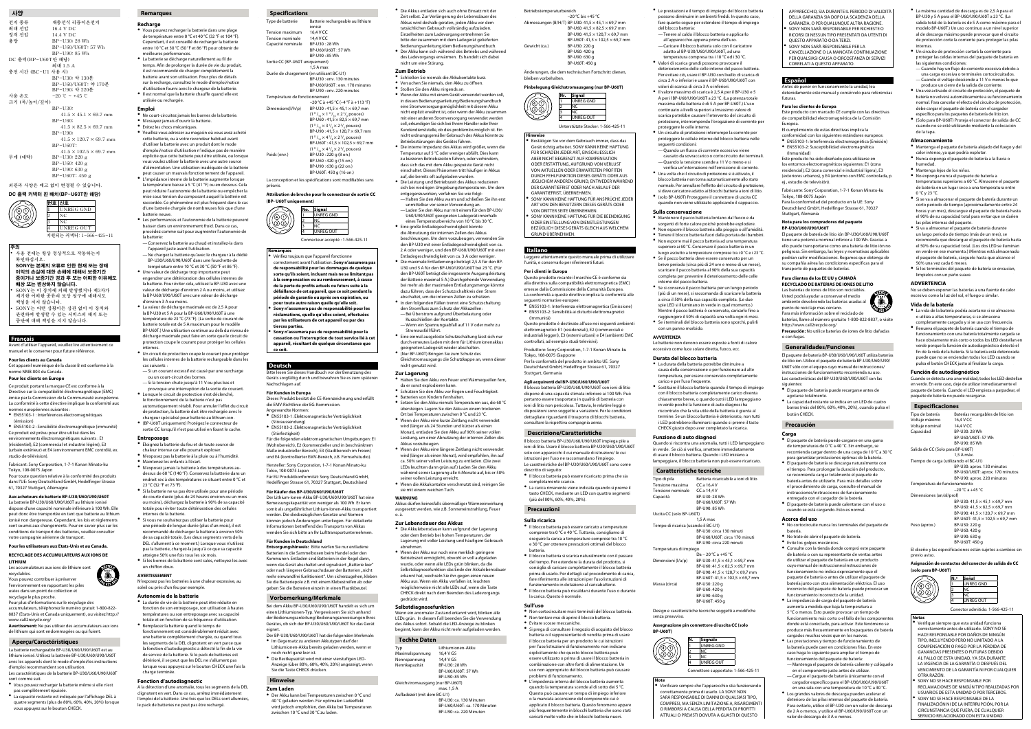## 사양

| | |
|---|---|
| 전지 종류 | 재충전식 리튬이온전지 |
| 최대 전압 | 16.4 V DC |
| 정격 전압 | 14.4 V DC |
| 용량 | BP-U30: 28 Wh<br>BP-U60/U60T: 57 Wh<br>BP-U90: 85 Wh |
| DC 출력(BP-U60T만 해당) | 최대 1.5 A |
| 충전 시간 (BC-U1사용) | BP-U30: 약 130분<br>BP-U60/U60T: 약 170분<br>BP-U90: 약 220분 |
| 사용 온도 | −20 °C ~ +45 °C |
| 크기 (폭/높이/깊이) | BP-U30: 41.5 × 45.1 × 69.7 mm<br>BP-U60: 41.5 × 82.5 × 69.7 mm<br>BP-U90: 41.5 × 120.7 × 69.7 mm<br>BP-U60T: 41.5 × 102.5 × 69.7 mm |
| 무게 (대략) | BP-U30: 220 g<br>BP-U60: 420 g<br>BP-U90: 630 g<br>BP-U60T: 450 g |

외관과 사양은 예고 없이 변경될 수 있습니다.

**DC 출력 커넥터 핀 배치(BP-U60T만 해당)**

| 번호 | 신호 |
|---|---|
| 1 | UNREG GND |
| 2 | NC |
| 3 | NC |
| 4 | UNREG OUT |

지원되는 커넥터: 1-566-425-11

**주의**
- 사용 전에는 항상 장치가 정상적으로 작동하는지 확인하십시오. **SONY는 본체의 오류로 인한 현재 또는 장래 이익의 손실에 대한 손해에 대해서 보증기간 중이거나 보증기간 경과 후 또는 어떠한 이유에도 배상 또는 변상하지 않습니다.**
- SONY는 이 장치에 의해 발생했거나 사용자나 제3자가 제기한 어떠한 종류의 보상 청구에 대해서도 책임을 지지 않습니다.
- SONY는 어떤 상황이든 상관 없이 이 장치와 관련해서 발생할 수 있는 서비스에 대해서 중단에 대해 책임을 지지 않습니다.

## Français

Avant d'utiliser l'appareil, veuillez lire attentivement ce manuel et le conserver pour toute référence future.

**Pour les clients au Canada**
Cet appareil numérique de la classe B est conforme à la norme NMB-003 du Canada.

**Pour les clients en Europe**
Ce produit portant la marque CE est conforme à la Directive sur la compatibilité électromagnétique (CEM) émise par la Commission de la Communauté européenne. La conformité à cette directive implique la conformité aux normes européennes suivantes :
- EN55103-1 : Interférences électromagnétiques (émission)
- EN55103-2 : Sensibilité électromagnétique (immunité)

Ce produit est prévu pour être utilisé dans les environnements électromagnétiques suivants : E1 (résidentiel), E2 (commercial et industrie légère), E3 (urbain extérieur) et E4 (environnement EMC contrôlé, ex. studio de télévision).

Fabricant: Sony Corporation, 1-7-1 Konan Minato-ku Tokyo, 108-0075 Japon
Pour toute question relative à la conformité des produits dans l'UE: Sony Deutschland GmbH, Hedelfinger Strasse 61, 70327 Stuttgart, Allemagne

**Aux acheteurs de batteries BP-U30/U60/U90/U60T**
La batterie BP-U30/U60/U90/U60T au lithium ionisé dispose d'une capacité nominale inférieure à 100 Wh. Elle peut donc être transportée en tant que batterie au lithium ionisé non dangereuse. Cependant, les lois et règlements sont soumis aux changements. Pour en savoir plus sur les conditions de transport des batteries, veuillez consulter les compagnies aériennes en charge.

**Pour les utilisateurs aux Etats-Unis et au Canada.**

**RECYCLAGE DES ACCUMULATEURS AUX IONS DE LITHIUM**
Les accumulateurs aux ions de lithium sont recyclables.
Vous pouvez contribuer à préserver l'environnement en rapportant les piles usées dans un point de collection et recyclage le plus proche.
Pour plus d'informations sur le recyclage des accumulateurs, téléphonez le numéro gratuit 1-800-822-8837 (Etats-Unis et Canada uniquement), ou visitez http://www.call2recycle.org/
**Avertissement:** Ne pas utiliser des accumulateurs aux ions de lithium qui sont endommagés ou qui fuient.

### Aperçu/Caractéristiques
La batterie rechargeable BP-U30/U60/U90/U60T est au lithium ionisé. Utilisez la batterie BP-U30/U60/U90/U60T avec les appareils dont le mode d'emploi/les instructions d'emploi recommandent son utilisation.
Les caractéristiques de la batterie BP-U30/U60/U90/U60T sont comme suit:
- Vous pouvez recharger la batterie même si elle n'est pas complètement épuisée.
- La capacité restante est indiquée par l'affichage DEL à quatre segments (plus de 80%, 60%, 40%, 20%) lorsque vous appuyez sur le bouton CHECK.

### Remarques
**Recharge**
- Vous pouvez recharger la batterie dans une plage de température entre 0 °C et 40 °C (32 °F et 104 °F). Cependant, il est conseillé de recharger la batterie entre 10 °C et 30 °C (50 °F et 86 °F) pour obtenir de meilleures performances.
- La batterie se décharge naturellement au fil du temps. Afin de prolonger la durée de vie du produit, il est recommandé de charger complètement la batterie avant son utilisation. Pour plus de détails sur la recharge, consultez le mode d'emploi/notice d'utilisation fourni avec le chargeur de la batterie.
- Il est normal que la batterie chauffe quand elle est utilisée ou rechargée.

**Emploi**
- Ne court-circuitez jamais les bornes de la batterie.
- N'essayez jamais d'ouvrir la batterie.
- Evitez les chocs mécaniques.
- Veuillez vous adresser au magasin où vous avez acheté cette batterie, ou à votre revendeur habituel avant d'utiliser la batterie avec un produit dont le mode d'emploi/notice d'utilisation n'indique pas de manière explicite que cette batterie peut être utilisée, ou lorsque vous voulez utiliser la batterie avec une autre source d'alimentation. Une utilisation inadéquate de la batterie peut causer un mauvais fonctionnement de l'appareil.
- L'impédance interne de la batterie augmente lorsque la température baisse à 5 °C (41 °F) ou en dessous. Cela peut réduire l'autonomie de la batterie ou empêcher la mise sous tension du composant raccordé. Ce phénomène est plus fréquent lors de l'utilisation d'une batterie chargée de nombreuses fois que d'une batterie neuve.
- Les performances et l'autonomie de la batterie peuvent baisser dans un environnement froid. Dans ce cas, procédez comme suit pour augmenter l'autonomie de la batterie:
  — Conservez la batterie au chaud et installez-la dans l'appareil juste avant l'utilisation.
  — Ne chargez la batterie qu'avec le chargeur dédié à la BP-U30/U60/U90/U60T dans une fourchette de température entre 10 °C et 30 °C (50 °F et 86 °F).
- Une valeur de décharge trop importante peut engendrer une détérioration des cellules internes de la batterie. Pour éviter cela, utilisez la BP-U30 avec une valeur de décharge d'environ 2 A ou moins, et utilisez la BP-U60/U90/U60T avec une valeur de décharge d'environ 3 A ou moins.
- La valeur de décharge maximale est de 2,5 A pour la BP-U30 et 5 A pour la BP-U60/U90/U60T à une température de 23 °C (73 °F). (La sortie de courant de batterie totale est de 5 A maximum pour le modèle BP-U60T.) Une utilisation continue au delà du niveau de décharge maximal peut faire en sorte que le circuit de protection coupe le courant pour protéger les cellules internes.
- Un circuit de protection coupe le courant pour protéger les cellules internes de la batterie rechargeable dans les cas suivants :
  — Si un courant excessif est causé par une surcharge ou un court-circuit des bornes.
  — Si la tension chute jusqu'à 11 V ou plus bas et provoque une interruption de la sortie de courant.
- Lorsque le circuit de protection s'est déclenché, le fonctionnement de la batterie n'est pas automatiquement rétabli. Pour annuler l'effet du circuit de protection, la batterie doit être rechargée avec le chargeur spécialisé pour batterie au lithium-ion.
- [BP-U60T uniquement] Protégez le connecteur de sortie CC lorsqu'il n'est pas utilisé en fixant le cache.

**Entreposage**
- Éloignez la batterie du feu et de toute source de chaleur intense car elle pourrait exploser.
- N'exposez pas la batterie à la pluie ou à l'humidité.
- Maintenez les enfants à l'écart.
- N'exposez jamais la batterie à des températures au-dessus de 60 °C (140 °F). Conservez la batterie dans un endroit sec à des températures se situant entre 0 °C et 23 °C (32 °F et 73 °F).
- Si la batterie ne va pas être utilisée pour une période de courte durée (plus de 24 heures environ ou un mois ou moins), déchargez la batterie à 90% de sa capacité totale pour éviter toute détérioration des cellules internes de la batterie.
- Si vous ne souhaitez pas utiliser la batterie pour une période de longue durée (plus d'un mois), il est recommandé de décharger la batterie à environ 50% de sa capacité totale. (Les deux segments verts de la DEL s'allument à ce moment.) Lorsque vous n'utilisez pas la batterie, chargez-la jusqu'à ce que sa capacité atteigne 50% une fois tous les six mois.
- Si les bornes de la batterie sont sales, nettoyez-les avec un chiffon doux.

**AVERTISSEMENT**
N'exposez pas les batteries à une chaleur excessive, au soleil ou près d'un feu par exemple.

**Autonomie de la batterie**
- La durée de vie de la batterie peut être réduite en fonction de son entreposage, son utilisation à hautes températures ou son entreposage avec sa capacité totale et en fonction de sa fréquence d'utilisation.
- Remplacez la batterie quand le temps de fonctionnement est considérablement réduit avec une batterie complètement chargée, ou quand tous les segments de la DEL clignotent en vert parce que la fonction d'autodiagnostic a détecté la fin de la vie de service de la batterie. Si le pack de batteries est détérioré, il se peut que les DEL ne s'allument pas lorsque vous appuyez sur le bouton CHECK une fois la charge terminée.

**Fonction d'autodiagnostic**
À la détection d'une anomalie, tous les segments de la DEL clignotent en vert. Dans ce cas, arrêtez immédiatement l'emploi de la batterie. Une fois que les DELs sont allumés, le pack de batteries ne peut pas être rechargé.

### Specifications

| | |
|---|---|
| Type de batterie | Batterie rechargeable au lithium ionisé |
| Tension maximum | 16,4 V CC |
| Tension nominale | 14,4 V CC |
| Capacité nominale | BP-U30 :28 Wh<br>BP-U60/U60T : 57 Wh<br>BP-U90 : 85 Wh |
| Sortie CC (BP-U60T uniquement) | 1,5 A max |
| Durée de chargement (en utilisant BC-U1) | BP-U30 : env. 130 minutes<br>BP-U60/U60T : env. 170 minutes<br>BP-U90 : env. 220 minutes |
| Température de fonctionnement | –20 °C à +45 °C (–4 °F à +113 °F) |
| Dimensions(l/h/p) | BP-U30 : 41,5 × 45,1 × 69,7 mm (1 11/16 × 1 13/16 × 2 3/4 pouces)<br>BP-U60 : 41,5 × 82,5 × 69,7 mm (1 11/16 × 3 1/4 × 2 3/4 pouces)<br>BP-U90 : 41,5 × 120,7 × 69,7 mm (1 11/16 × 4 3/4 × 2 3/4 pouces)<br>BP-U60T : 41,5 × 102,5 × 69,7 mm (1 11/16 × 4 1/8 × 2 3/4 pouces) |
| Poids (env.) | BP-U30 : 220 g (8 on.)<br>BP-U60 : 420 g (15 on.)<br>BP-U90 : 630 g (22 on.)<br>BP-U60T : 450 g (16 on.) |

La conception et les spécifications sont modifiables sans préavis.

**Attribution de broche pour le connecteur de sortie CC (BP-U60T uniquement)**

| No. | Signal |
|---|---|
| 1 | UNREG GND |
| 2 | NC |
| 3 | NC |
| 4 | UNREG OUT |

Connecteur accepté : 1-566-425-11

**Remarques**
- Vérifiez toujours que l'appareil fonctionne correctement avant l'utilisation. **Sony n'assumera pas de responsabilité pour les dommages de quelque sorte qu'ils soient, incluant mais ne se limitant pas à la compensation ou au remboursement, à cause de la perte de profits actuels ou futurs suite à la défaillance de cet appareil, que ce soit pendant la période de garantie ou après son expiration, ou pour toute autre raison quelle qu'elle soit.**
- **Sony n'assumera pas de responsabilité pour les réclamations, quelle qu'elles soient, effectuées par les utilisateurs de cet appareil ou par des tierces parties.**
- **Sony n'assumera pas de responsabilité pour la cessation ou l'interruption de tout service lié à cet appareil, résultant de quelque circonstance que ce soit.**

## Deutsch

Bitte lesen Sie dieses Handbuch vor der Benutzung des Geräts sorgfältig durch und bewahren Sie es zum späteren Nachschlagen auf.

**Für Kunden in Europa**
Dieses Produkt besitzt die CE-Kennzeichnung und erfüllt die EMV-Richtlinie der EG-Kommission.
Angewandte Normen:
- EN55103-1: Elektromagnetische Verträglichkeit (Störaussendung)
- EN55103-2: Elektromagnetische Verträglichkeit (Störfestigkeit)

Für die folgenden elektromagnetischen Umgebungen: E1 (Wohnbereich), E2 (kommerzieller und in beschränktem Maße industrieller Bereich), E3 (Stadtbereich im Freien) und E4 (kontrollierter EMV-Bereich, z.B. Fernsehstudio).

Hersteller: Sony Corporation, 1-7-1 Konan Minato-ku Tokyo, 108-0075 Japan
Für EU Produktkonformität: Sony Deutschland GmbH, Hedelfinger Strasse 61, 70327 Stuttgart, Deutschland

**Für Käufer des BP-U30/U60/U90/U60T**
Der Lithium-Ionen-Akku BP-U30/U60/U90/U60T hat eine Bemessungskapazität von weniger als 100 Wh. Er kann somit als ungefährlicher Lithium-Ionen-Akku transportiert werden. Die diesbezüglichen Gesetze und Normen können jedoch Änderungen unterliegen. Für detaillierte Informationen zum Transport von Akkus wenden Sie sich bitte an Ihr Lufttransportunternehmen.

**Für Kunden in Deutschland**
**Entsorgungshinweis:** Bitte werfen Sie nur entladene Batterien in die Sammelboxen beim Handel oder den Kommunen. Entladen sind Batterien in der Regel dann, wenn das Gerät abschaltet und signalisiert „Batterie leer" oder nach längerer Gebrauchsdauer der Batterien „nicht mehr einwandfrei funktioniert". Um sicherzugehen, kleben Sie die Batteriepole z.B. mit einem Klebestreifen ab oder geben Sie die Batterien einzeln in einen Plastikbeutel.

### Vorbemerkung/Merkmale
Bei dem Akku BP-U30/U60/U90/U60T handelt es sich um einen Lithiumionen-Typ. Vergewissern Sie sich anhand der Bedienungsanleitung/Bedienungsanweisungen Ihres Geräts, ob sich der BP-U30/U60/U90/U60T für das Gerät eignet.
Der BP-U30/U60/U90/U60T hat die folgenden Merkmale:
- Im Gegensatz zu anderen Akkutypen darf der Lithiumionen-Akku bereits geladen werden, wenn er noch nicht ganz leer ist.
- Die Restkapazität wird mit einer vierstufigen LED-Anzeige (über 80%, 60%, 40%, 20%) angezeigt, wenn Sie die Taste CHECK drücken.

### Hinweise
**Zum Laden**
- Der Akku kann bei Temperaturen zwischen 0 °C und 40 °C geladen werden. Für optimalen Ladeeffekt wird jedoch empfohlen, den Akku bei Temperaturen zwischen 10 °C und 30 °C zu laden.
- Die Akkus entladen sich auch ohne Einsatz mit der Zeit selbst. Zur Verlängerung der Lebensdauer des Akkus wird deshalb geraten, jeden Akku vor dem tatsächlichen Gebrauch vollständig aufzuladen. Einzelheiten zum Ladevorgang entnehmen Sie bitte der zusammen mit dem Ladegerät gelieferten Bedienungsanleitung/dem Bedienungshandbuch.
- Der Akku kann sich während des Betriebs und während des Ladevorgangs erwärmen. Es handelt sich dabei nicht um eine Störung.

**Zum Betrieb**
- Schließen Sie niemals die Akkukontakte kurz.
- Versuchen Sie niemals, den Akku zu öffnen.
- Stoßen Sie den Akku nirgends an.
- Wenn der Akku mit einem Gerät verwendet werden soll, in dessen Bedienungsanleitung/Bedienungshandbuch eine Stromversorgungsmöglichkeit mit diesem Akku nicht explizit erwähnt ist, oder wenn der Akku zusammen mit einer anderen Stromversorgung verwendet werden soll, erkundigen Sie sich bei Ihrem Händler oder Ihrer Kundendienststelle, ob dies problemlos möglich ist. Ein nicht ordnungsgemäßer Gebrauch des Akkus könnte zu Betriebsstörungen des Gerätes führen.
- Die interne Impedanz des Akkus wird größer, wenn die Temperatur auf 5 °C oder weniger abfällt. Dies kann zu kürzeren Betriebszeiten führen, oder verhindern, dass sich das mit dem Akku gespeiste Gerät nicht einschaltet. Dieses Phänomen tritt häufiger in Akkus auf, die bereits oft aufgeladen wurden.
- Die Leistung und Betriebszeit des Akkus reduzieren sich bei niedrigen Umgebungstemperaturen. Um dem entgegenzuwirken, verfahren Sie wie folgt:
  — Halten Sie den Akku warm und schließen Sie ihn erst unmittelbar vor seiner Verwendung an.
  — Laden Sie den Akku nur mit einem für den BP-U30/U60/U90/U60T geeigneten Ladegerät innerhalb eines Temperaturbereichs von 10 °C bis 30 °C.
- Eine große Entladegeschwindigkeit könnte die Abnutzung der internen Zellen des Akkus beschleunigen. Um dem vorzubeugen, verwenden Sie den BP-U30 mit einer Entladegeschwindigkeit von ca. 2 A oder weniger, und den BP-U60/U90/U60T mit einer Entladegeschwindigkeit von ca. 3 A oder weniger.
- Die maximale Entladeenergie beträgt 2,5 A für den BP-U30 und 5 A für den BP-U60/U90/U60T bei 23 °C. (Für den BP-U60T beträgt die insgesamte Ausgangsleistung der Batterie maximal 5 A.) Durchgehende Verwendung bei mehr als der maximalen Entladeenergie könnte dazu führen, dass der Schutzschaltkreis den Strom abschaltet, um die internen Zellen zu schützen.
- In den folgenden Fällen trennt eine Schutzschaltung den Stromfluss zum Schutz der Akkuzellen:
  — Bei Überstrom aufgrund Überbelastung oder Kurzschließen der Kontakte.
  — Wenn ein Spannungsabfall auf 11 V oder mehr zu Stromausfall führt.
- Eine einmal ausgelöste Schutzschaltung lässt sich nur durch erneutes Laden mit dem für Lithiumionenakkus geeigneten Ladegerät wieder abschalten.
- [Nur BP-U60T] Bringen Sie zum Schutz des Gleichstromausgangs die Schutzkappe an, wenn dieser nicht genutzt wird.

**Zur Lagerung**
- Halten Sie den Akku von Feuer und Wärmequellen fern, da er sonst explodieren kann.
- Schützen Sie den Akku vor Regen und Feuchtigkeit.
- Batterien von Kindern fernhalten.
- Setzen Sie den Akku niemals Temperaturen aus, die 60 °C übersteigen. Lagern Sie den Akku an einem trockenen Ort bei Temperaturen zwischen 0 °C und 23 °C.
- Wenn der Akku eine kurze Zeitlang nicht verwendet wird (länger als 24 Stunden und kürzer als einen Monat), entladen Sie den Akku auf 90% seiner vollen Leistung, um eine Abnutzung der internen Zellen des Akkus vorzubeugen.
- Wenn der Akku eine längere Zeitlang nicht verwendet wird (länger als einen Monat), wird empfohlen, ihn auf ca. 50% seiner vollen Leistung zu entladen. (Die zwei LEDs leuchten dann grün auf.) Laden Sie den Akku während seiner Lagerung alle 6 Monate auf, bis er 50% seiner vollen Leistung erreicht.
- Wenn die Akkukontakte verschmutzt sind, reinigen Sie sie mit einem weichen Tuch.

**WARNUNG**
Akkus dürfen keinesfalls übermäßiger Wärmeeinwirkung ausgesetzt werden, wie z.B. Sonneneinstrahlung, Feuer o. ä.

**Zur Lebensdauer des Akkus**
- Die Akkulebensdauer kann aufgrund der Lagerung oder dem Betrieb bei hohen Temperaturen, der Lagerung mit voller Leistung und häufigem Gebrauch abnehmen.
- Wenn der Akku nur noch eine merklich geringere Betriebszeit ermöglicht, obwohl er voll aufgeladen wurde, oder wenn alle LEDs grün blinken, da die Selbstdiagnosefunktion das Ende der Akkulebensdauer erkannt hat, tauschen Sie ihn gegen einen neuen Akku aus. Wenn ein Akku verfallen ist, leuchten möglicherweise nicht alle LEDs auf, wenn die Taste CHECK direkt nach dem Beenden des Ladevorgangs gedrückt wird.

**Selbstdiagnosefunktion**
Wenn ein Fehler auftritt, blinken alle LEDs grün. In diesem Fall beenden Sie die Verwendung des Akkus sofort. Sobald die LED-Anzeige zu blinken beginnt, kann der Akku nicht mehr aufgeladen werden.

### Technische Daten

| | |
|---|---|
| Typ | Lithiumionen-Akku |
| Maximalspannung | 16,4 V GS |
| Nennspannung | 14,4 V GS |
| Nennkapazität | BP-U30: 28 Wh<br>BP-U60/U60T: 57 Wh<br>BP-U90: 85 Wh |
| Gleichstromausgang (nur BP-U60T) | max. 1,5 A |
| Aufladezeit (mit dem BC-U1) | BP-U30: ca. 130 Minuten<br>BP-U60/U60T: ca. 170 Minuten<br>BP-U90: ca. 220 Minuten |
| Betriebstemperaturbereich | −20 °C bis +45 °C |
| Abmessungen (B/H/T) | BP-U30: 41,5 × 45,1 × 69,7 mm<br>BP-U60: 41,5 × 82,5 × 69,7 mm<br>BP-U90: 41,5 × 120,7 × 69,7 mm<br>BP-U60T: 41,5 × 102,5 × 69,7 mm |
| Gewicht (ca.) | BP-U30: 220 g<br>BP-U60: 420 g<br>BP-U90: 630 g<br>BP-U60T: 450 g |

Änderungen, die dem technischen Fortschritt dienen, bleiben vorbehalten.

**Pinbelegung Gleichstromausgang (nur BP-U60T)**

| Nr. | Signal |
|---|---|
| 1 | UNREG GND |
| 2 | NC |
| 3 | NC |
| 4 | UNREG OUT |

Unterstützte Stecker: 1-566-425-11

**Hinweise**
- Bestätigen Sie vor dem Gebrauch immer, dass das Gerät richtig arbeitet. SONY KANN KEINE HAFTUNG FÜR SCHÄDEN JEDER ART, EINSCHLIESSLICH ABER NICHT BEGRENZT AUF KOMPENSATION ODER ERSTATTUNG, AUFGRUND VON VERLUST VON AKTUELLEN ODER ERWARTETEN PROFITEN DURCH FEHLFUNKTION DIESES GERÄTS ODER AUS JEGLICHEN ANDEREN GRUND, ENTWEDER WÄHREND DER GARANTIEFRIST ODER NACH ABLAUF DER GARANTIEFRIST, ÜBERNEHMEN.
- SONY KANN KEINE HAFTUNG FÜR ANSPRÜCHE JEDER ART VON DEN BENUTZERN DIESES GERÄTS ODER VON DRITTER SEITE ÜBERNEHMEN.
- SONY KANN KEINE HAFTUNG FÜR DIE BEENDIGUNG ODER EINSTELLUNG VON DIENSTLEISTUNGEN BEZÜGLICH DIESES GERÄTS GLEICH AUS WELCHEM GRUND ÜBERNEHMEN.

## Italiano

Leggere attentamente questo manuale prima di utilizzare l'unità, e conservarlo per riferimenti futuri.

**Per i clienti in Europa**
Questo prodotto recante il marchio CE è conforme sia alla direttiva sulla compatibilità elettromagnetica (EMC) emesse dalla Commissione della Comunità Europea. La conformità a queste direttive implica la conformità alle seguenti normative europee:
- EN55103-1: Interferenza elettromagnetica (Emissione)
- EN55103-2: Sensibilità ai disturbi elettromagnetici (Immunità)

Questo prodotto è destinato all'uso nei seguenti ambienti elettromagnetici: E1 (residenziale), E2 (commerciale e industriale leggero), E3 (esterni urbani) e E4 (ambienti EMC controllati, ad esempio studi televisivi).

Produttore: Sony Corporation, 1-7-1 Konan Minato-ku Tokyo, 108-0075 Giappone
Per la conformità del prodotto in ambito UE: Sony Deutschland GmbH, Hedelfinger Strasse 61, 70327 Stuttgart, Germania

**Agli acquirenti del BP-U30/U60/U90/U60T**
Il blocco batteria BP-U30/U60/U90/U60T con ioni di litio dispone di una capacità stimata inferiore a 100 Wh. Può pertanto essere trasportato in qualità di batteria con ioni di litio non pericolosa. Tuttavia, le relative leggi e disposizioni sono soggette a variazioni. Per le condizioni dettagliate riguardanti il trasporto di blocchi batteria, consultare la rispettiva compagnia aerea.

### Descrizione/Caratteristiche
Il blocco batteria BP-U30/U60/U90/U60T impiega pile a ioni di litio. Usare il blocco batteria BP-U30/U60/U90/U60T solo con apparecchi il cui manuale di istruzioni/ le cui istruzioni per l'uso ne raccomandano l'impiego.
Le caratteristiche del BP-U30/U60/U90/U60T sono come descritto di seguito:
- Il blocco batteria può essere ricaricato prima che sia completamente scarico.
- La carica rimanente viene indicata quando si preme il tasto CHECK, mediante un LED con quattro segmenti (più del 80%, 60%, 40%, 20%).

### Precauzioni
**Sulla ricarica**
- Il blocco batteria può essere caricato a temperature comprese tra 0 °C e 40 °C. Tuttavia, consigliamo di eseguire la carica a temperature comprese tra 10 °C e 30 °C per ottenere prestazioni ottimali del blocco batteria.
- Il blocco batteria si scarica naturalmente con il passare del tempo. Per estendere la durata del prodotto, si consiglia di caricare completamente il blocco batteria prima di usarlo. Per dettagli sul procedimento di carica, fare riferimento alle istruzioni per l'uso/istruzioni di funzionamento in dotazione al caricabatterie.
- Il blocco batteria può riscaldarsi durante l'uso o durante la carica. Questo è normale.

**Sull'uso**
- Non cortocircuitare mai i terminali del blocco batteria.
- Non tentare mai di aprire il blocco batteria.
- Evitare scosse meccaniche.
- Si prega di consultare il negozio di acquisto del blocco batteria o il rappresentante di vendita prima di usare il blocco batteria per un prodotto le cui istruzioni per l'uso/istruzioni di funzionamento non indicano esplicitamente che questo blocco batteria può essere usato, o prima di usare il blocco batteria in combinazione con altre fonti di alimentazione. Un uso non appropriato del blocco batteria può causare problemi di funzionamento.
- L'impedenza interna del blocco batteria aumenta quando la temperatura scende al di sotto dei 5 °C. Questo può causare un tempo di impiego inferiore o la mancata accensione del componente cui è applicato il blocco batteria. Questo fenomeno appare più frequentemente in blocchi batteria che sono stati caricati molte volte che in blocchi batteria nuovi.
- Le prestazioni e il tempo di impiego del blocco batteria possono diminuire in ambienti freddi. In questo caso, fare quanto segue per estendere il tempo di impiego del blocco batteria:
  — Tenere al caldo il blocco batteria e applicarlo all'apparecchio appena prima dell'uso.
  — Caricare il blocco batteria solo con il caricatore adatto al BP-U30/U60/U90/U60T, ad una temperatura compresa tra i 10 °C ed i 30 °C.
- Valori di scarica grandi possono provocare il deterioramento delle celle interne del pacco batteria. Per evitare ciò, usare il BP-U30 con livello di scarica di circa 2 A o inferiori e usare il BP-U60/U90/U60T con valori di scarica di circa 3 A o inferiori.
- Il valore massimo di scarica è 2,5 A per il BP-U30 e 5 A per il BP-U60/U90/U60T a 23 °C. (La potenza totale massima della batteria è di 5 A per BP-U60T.) L'uso continuato a livelli superiori al massimo valore di scarica potrebbe causare l'intervento del circuito di protezione, con l'interruzione dell'erogazione di corrente per proteggere le celle interne.
- Un circuito di protezione arresta la corrente per proteggere le cellule interne del blocco batteria nelle seguenti condizioni:
  — Quando un flusso di corrente eccessivo viene causato da sovraccarico o cortocircuito dei terminali.
  — Quando la tensione scende a 11 V o meno e si verifica un'interruzione nell'emissione di corrente.
- Una volta che il circuito di protezione si è attivato, il blocco batteria non torna automaticamente allo stato normale. Per annullare l'effetto del circuito di protezione, si deve caricare il blocco batteria con il caricatore adatto ai blocchi batteria a ioni di litio.
- [Solo BP-U60T] Proteggere il connettore di uscita CC quando non viene utilizzato applicando il cappuccio.

**Sulla conservazione**
- Mantenere il pacco batteria lontano dal fuoco e da sorgenti di forte calore poiché potrebbe esplodere.
- Non esporre il blocco batteria alla pioggia o all'umidità.
- Tenere il blocco batteria fuori dalla portata dei bambini.
- Non esporre mai il pacco batteria ad una temperatura superiore ai 60 °C. Conservare il pacco batteria in un luogo asciutto a temperature comprese tra i 0 °C e i 23 °C.
- Se il pacco batteria deve essere conservato per un breve periodo (circa più di 24 ore e meno di un mese), scaricare il pacco batteria al 90% della sua capacità completa per prevenire il deterioramento delle celle interne del pacco batteria.
- Se si conserva il pacco batteria per un lungo periodo (più di un mese), si raccomanda di scaricare la batteria a circa il 50% della sua capacità completa. (Le due spie LED si illuminano in verde in quel momento.) Mentre il pacco batteria è conservato, caricarlo fino a raggiungere il 50% di capacità una volta ogni 6 mesi.
- Se i terminali del blocco batteria sono sporchi, pulirli con un panno morbido.

**AVVERTENZA**
Le batterie non devono essere esposte a fonti di calore eccessivo come luce solare diretta, fuoco, ecc.

**Durata del blocco batteria**
- La durata della batteria potrebbe diminuire a causa della conservazione o per funzionare ad alte temperature, per essere conservato completamente carico e per l'uso frequente.
- Sostituire il blocco batteria quando il tempo di impiego con il blocco batteria completamente carico diventa chiaramente breve, o quando tutti i LED lampeggiano in verde poiché la funzione di auto diagnosi ha riscontrato che la vita utile della batteria è giunta al termine. Se un blocco batteria è deteriorato, non tutti i LED potrebbero illuminarsi quando si preme il tasto CHECK giusto dopo aver completato la ricarica.

**Funzione di auto diagnosi**
Quando si riscontra una anomalia, tutti i LED lampeggiano in verde. Se ciò si verifica, smettere immediatamente di usare il blocco batteria. Quando i LED iniziano a lampeggiare, il blocco batteria non può essere ricaricato.

### Caratteristiche tecniche

| | |
|---|---|
| Tipo di pila | Batteria ricaricabile a ioni di litio |
| Tensione massima | CC 16,4 V |
| Tensione nominale | CC 14,4 V |
| Capacità | BP-U30: 28 Wh<br>BP-U60/U60T: 57 Wh<br>BP-U90: 85 Wh |
| Uscita CC (solo BP-U60T) | 1,5 A max |
| Tempo di ricarica (usando il BC-U1) | BP-U30: circa 130 minuti<br>BP-U60/U60T: circa 170 minuti<br>BP-U90: circa 220 minuti |
| Temperatura di impiego | Da −20 °C a +45 °C |
| Dimensioni (l/a/p) | BP-U30: 41,5 × 45,1 × 69,7 mm<br>BP-U60: 41,5 × 82,5 × 69,7 mm<br>BP-U90: 41,5 × 120,7 × 69,7 mm<br>BP-U60T: 41,5 × 102,5 × 69,7 mm |
| Massa (circa) | BP-U30: 220 g<br>BP-U60: 420 g<br>BP-U90: 630 g<br>BP-U60T: 450 g |

Design e caratteristiche tecniche soggetti a modifiche senza preavviso.

**Assegnazione pin connettore di uscita CC (solo BP-U60T)**

| N. | Segnale |
|---|---|
| 1 | UNREG GND |
| 2 | NC |
| 3 | NC |
| 4 | UNREG OUT |

Connettore supportato: 1-566-425-11

**Note**
- Verificare sempre che l'apparecchio stia funzionando correttamente prima di usarlo. LA SONY NON SARÀ RESPONSABILE DI DANNI DI QUALSIASI TIPO, COMPRESI, MA SENZA LIMITAZIONE, RISARCIMENTI O RIMBORSI A CAUSA DELLA PERDITA DI PROFITTI ATTUALI O PREVISTI DOVUTA A GUASTI DI QUESTO APPARECCHIO, SIA DURANTE IL PERIODO DI VALIDITÀ DELLA GARANZIA SIA DOPO LA SCADENZA DELLA GARANZIA, O PER QUALUNQUE ALTRA RAGIONE.
- SONY NON SARÀ RESPONSABILE PER RICHIESTE O RICORSI DI NESSUN TIPO PRESENTATI DA UTENTI DI QUESTO APPARATO O DA TERZI.
- SONY NON SARÀ RESPONSABILE PER LA CANCELLAZIONE O LA MANCATA CONTINUAZIONE PER QUALSIASI CAUSA O CIRCOSTANZA DI SERVIZI CORRELATI A QUESTO APPARATO.

## Español

Antes de poner en funcionamiento la unidad, lea detenidamente este manual y consérvelo para referencias futuras.

**Para los clientes de Europa**
Este producto con marcado CE cumple con las directivas de compatibilidad electromagnética de la Comisión Europea.
El cumplimiento de estas directivas implica la conformidad con los siguientes estándares europeos:
- EN55103-1: Interferencia electromagnética (Emisión)
- EN55103-2: Susceptibilidad electromagnética (Inmunidad)

Este producto ha sido diseñado para utilizarse en los entornos electromagnéticos siguientes: E1 (zona residencial), E2 (zona comercial e industria ligera), E3 (exteriores urbanos), y E4 (entorno con EMC controlado, p. ej., estudio de televisión).

Fabricante: Sony Corporation, 1-7-1 Konan Minato-ku Tokyo, 108-0075 Japón
Para la conformidad del producto en la UE: Sony Deutschland GmbH, Hedelfinger Strasse 61, 70327 Stuttgart, Alemania

**Nota para los compradores del paquete BP-U30/U60/U90/U60T**
El paquete de batería de litio ion BP-U30/U60/U90/U60T tiene una potencia nominal inferior a 100 Wh. Gracias a ello puede transportarse como una batería de litio ión no peligrosa. Sin embargo, las leyes y normativas aplicables podrían sufrir modificaciones. Asegúrese que obtenga de su compañía aérea las condiciones específicas para el transporte de paquetes de baterías.

**Para clientes de los EE UU y CANADÁ**
**RECICLADO DE BATERIAS DE IONES DE LITIO**
Las baterías de iones de litio son reciclables.
Usted podrá ayudar a conservar el medio ambiente devolviendo las baterías usadas al punto de reciclaje más cercano.
Para más información sobre el reciclado de baterías, llame al número gratuito 1-800-822-8837, o visite http://www.call2recycle.org/
**Precaución:** No utilice baterías de iones de litio dañadas o con fugas.

### Generalidades/Funciones
El paquete de batería BP-U30/U60/U90/U60T utiliza baterías de litio ion. Utilice el paquete de batería BP-U30/U60/U90/U60T sólo con el equipo cuyo manual de instrucciones/instrucciones de funcionamiento recomiende su uso.
Las características del BP-U30/U60/U90/U60T son las siguientes:
- El paquete de batería puede recargarse antes de agotarse totalmente.
- La capacidad restante se indica en un LED de cuatro barras (más del 80%, 60%, 40%, 20%), cuando pulsa el botón CHECK.

### Precaución
**Carga**
- El paquete de batería puede cargarse en una gama de temperaturas de 0 °C a 40 °C. Sin embargo, se recomienda cargar dentro de una carga de 10 °C a 30 °C para garantizar prestaciones óptimas de la batería.
- El paquete de batería se descarga naturalmente con el tiempo. Para prolongar la duración del producto, se recomienda cargar totalmente el paquete de batería antes de utilizarlo. Para más detalles sobre el procedimiento de carga, consulte el manual de instrucciones/instrucciones de funcionamiento entregado con el cargador de la batería.
- El paquete de batería puede calentarse con el uso o cuando se está cargando. Esto es normal.

**Acerca del uso**
- No cortocircuite nunca los terminales del paquete de batería.
- No trate de abrir el paquete de batería.
- Evite los golpes mecánicos.
- Consulte con la tienda donde compró este paquete de batería o con su representante de ventas antes de utilizar el paquete de batería en un producto cuyo manual de instrucciones/instrucciones de funcionamiento no indica expresamente que el paquete de batería se puede utilizar, o antes de utilizar el paquete de batería junto con otra alimentación eléctrica. El uso incorrecto del paquete de batería puede provocar un funcionamiento incorrecto de la unidad.
- La impedancia de carga del paquete de batería aumenta a medida que baja la temperatura a 5 °C o menos. Esto puede provocar un tiempo de funcionamiento más corto o el fallo de los componentes donde está conectado, para activar. Este fenómeno se produce más frecuentemente en los paquetes de batería cargados muchas veces que en los nuevos.
- Las prestaciones y tiempo de funcionamiento de la batería puede caer en condiciones frías. En este caso haga lo siguiente para ampliar el tiempo de funcionamiento del paquete de batería:
  — Mantenga el paquete de batería caliente y colóquelo en el componente justo antes de utilizar.
  — Cargue el paquete de batería únicamente con el cargador específico para el BP-U30/U60/U90/U60T en una sala con una temperatura de 10 °C a 30 °C.
- Los grandes valores de descarga pueden acelerar el deterioro de las pilas internas del paquete de batería. Para evitarlo, utilice el BP-U30 con un valor de descarga de 2 A o menos, y utilice el BP-U60/U90/U60T con un valor de descarga de 3 A o menos.
- La máxima cantidad de descarga es de 2,5 A para el BP-U30 y 5 A para el BP-U60/U90/U60T a 23 °C. (La salida total de la batería es de 5 A como máximo para el modelo BP-U60T.) Un uso continuo a un nivel superior al de descarga máximo puede provocar que el circuito de protección corte la corriente para proteger las pilas internas.
- Un circuito de protección cortará la corriente para proteger las celdas internas del paquete de batería en las siguientes condiciones:
  — Cuando hay un flujo de corriente excesivo debido a una carga excesiva o terminales cortocircuitados.
  — Cuando el voltaje desciende a 11 V o menos lo que produce un cierre de la salida de corriente.
- Una vez activado el circuito de protección, el paquete de batería no volverá automáticamente a su funcionamiento normal. Para cancelar el efecto del circuito de protección, debe cargar el paquete de batería con el cargador específico para los paquetes de batería de litio ion.
- [Solo para BP-U60T] Proteja el conector de salida de CC cuando no se esté utilizando mediante la colocación de la tapa.

**Almacenamiento**
- Mantenga el paquete de batería alejado del fuego y del calor intenso, ya que podría explotar.
- Nunca exponga el paquete de batería a la lluvia o humedad.
- Mantenga lejos de los niños.
- No exponga nunca el paquete de batería a temperaturas superiores a 60 °C. Almacene el paquete de batería en un lugar seco a una temperatura entre 0 °C y 23 °C.
- Si se va a almacenar el paquete de batería durante un corto periodo de tiempo (aproximadamente entre 24 horas y un mes), descargue el paquete de batería hasta el 90% de su capacidad total para evitar que se dañen las pilas internas del paquete.
- Si va a almacenar el paquete de batería durante un largo periodo de tiempo (más de un mes), se recomienda que descargue el paquete de batería hasta el 50% de su capacidad total. (Los dos LED se iluminan en verde en ese momento.) Mientras está almacenado el paquete de batería, cárguelo hasta que alcance el 50% una vez cada 6 meses.
- Si los terminales del paquete de batería se ensucian, límpielos con un paño suave.

**ADVERTENCIA**
No se deben exponer las baterías a una fuente de calor excesivo como la luz del sol, el fuego o similar.

**Vida de la batería**
- La vida de la batería podría acortarse si se almacena o utiliza a altas temperaturas, si se almacena completamente cargado y si se usa con frecuencia.
- Renueve el paquete de batería cuando el tiempo de funcionamiento con una batería totalmente cargada se hace obviamente más corto o todos los LED destellan en verde porque la función de autodiagnóstico detectó el fin de la vida de la batería. Si la batería está deteriorada puede que no se enciendan todos los LED cuando se pulsa el botón CHECK justo al finalizar la carga.

**Función de autodiagnóstico**
Cuando se detecta una anormalidad, todos los LED destellan en verde. En este caso, deje de utilizar inmediatamente el paquete de batería. Cuando el LED empieza a parpadear, el paquete de batería no puede recargarse.

### Especificaciones

| | |
|---|---|
| Tipo de batería | Baterías recargables de litio ion |
| Voltaje máximo | 16,4 V CC |
| Voltaje nominal | 14,4 V CC |
| Capacidad | BP-U30: 28 Wh<br>BP-U60/U60T: 57 Wh<br>BP-U90: 85 Wh |
| Salida de CC (Solo para BP-U60T) | 1,5 A máx. |
| Tiempo de carga (utilizando el BC-U1) | BP-U30: aprox. 130 minutos<br>BP-U60/U60T: aprox. 170 minutos<br>BP-U90: aprox. 220 minutos |
| Temperatura de funcionamiento | −20 °C a +45 °C |
| Dimensiones (an/al/prof) | BP-U30: 41,5 × 45,1 × 69,7 mm<br>BP-U60: 41,5 × 82,5 × 69,7 mm<br>BP-U90: 41,5 × 120,7 × 69,7 mm<br>BP-U60T: 41,5 × 102,5 × 69,7 mm |
| Peso (aprox.) | BP-U30: 220 g<br>BP-U60: 420 g<br>BP-U90: 630 g<br>BP-U60T: 450 g |

El diseño y las especificaciones están sujetos a cambios sin previo aviso.

**Asignación de contactos del conector de salida de CC (solo para BP-U60T)**

| N.° | Señal |
|---|---|
| 1 | UNREG GND |
| 2 | NC |
| 3 | NC |
| 4 | UNREG OUT |

Conector admitido: 1-566-425-11

**Notas**
- Verifique siempre que esta unidad funciona correctamente antes de utilizarlo. SONY NO SE HACE RESPONSABLE POR DAÑOS DE NINGÚN TIPO, INCLUYENDO PERO NO LIMITADO A LA COMPENSACIÓN O PAGO POR LA PÉRDIDA DE GANANCIAS PRESENTES O FUTURAS DEBIDO AL FALLO DE ESTA UNIDAD, YA SEA DURANTE LA VIGENCIA DE LA GARANTÍA O DESPUÉS DEL VENCIMIENTO DE LA GARANTÍA NI POR CUALQUIER OTRA RAZÓN.
- SONY NO SE HACE RESPONSABLE DE RECLAMACIONES DE NINGÚN TIPO REALIZADAS POR USUARIOS DE ESTA UNIDAD O POR TERCEROS.
- SONY NO SE HACE RESPONSABLE DE LA FINALIZACIÓN NI DE LA INTERRUPCIÓN, POR LA CIRCUNSTANCIA QUE FUERA, DE CUALQUIER SERVICIO RELACIONADO CON ESTA UNIDAD.